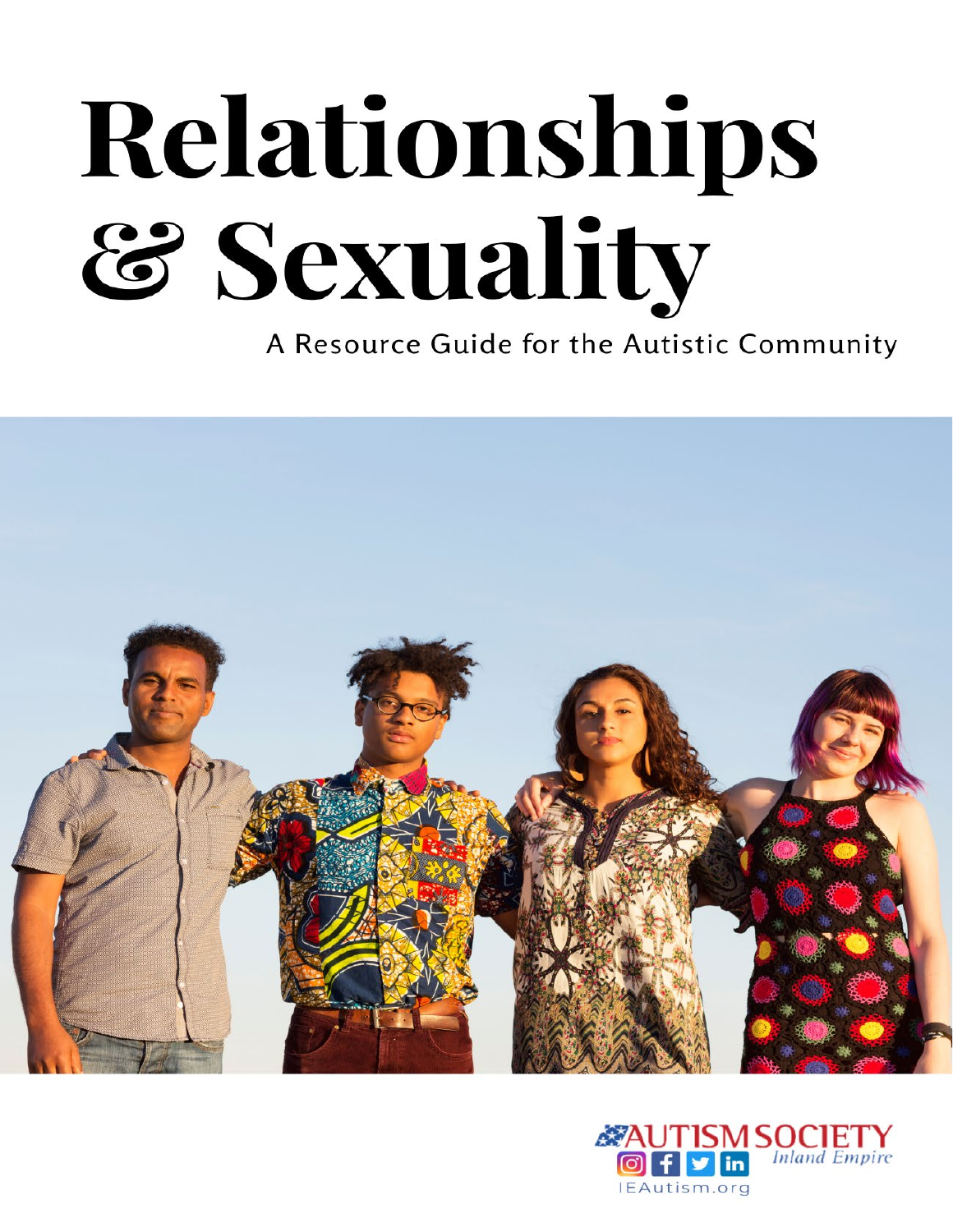# Relationships & Sexuality

A Resource Guide for the Autistic Community

AUTISM SOCIETY Inland Empire

IEAutism.org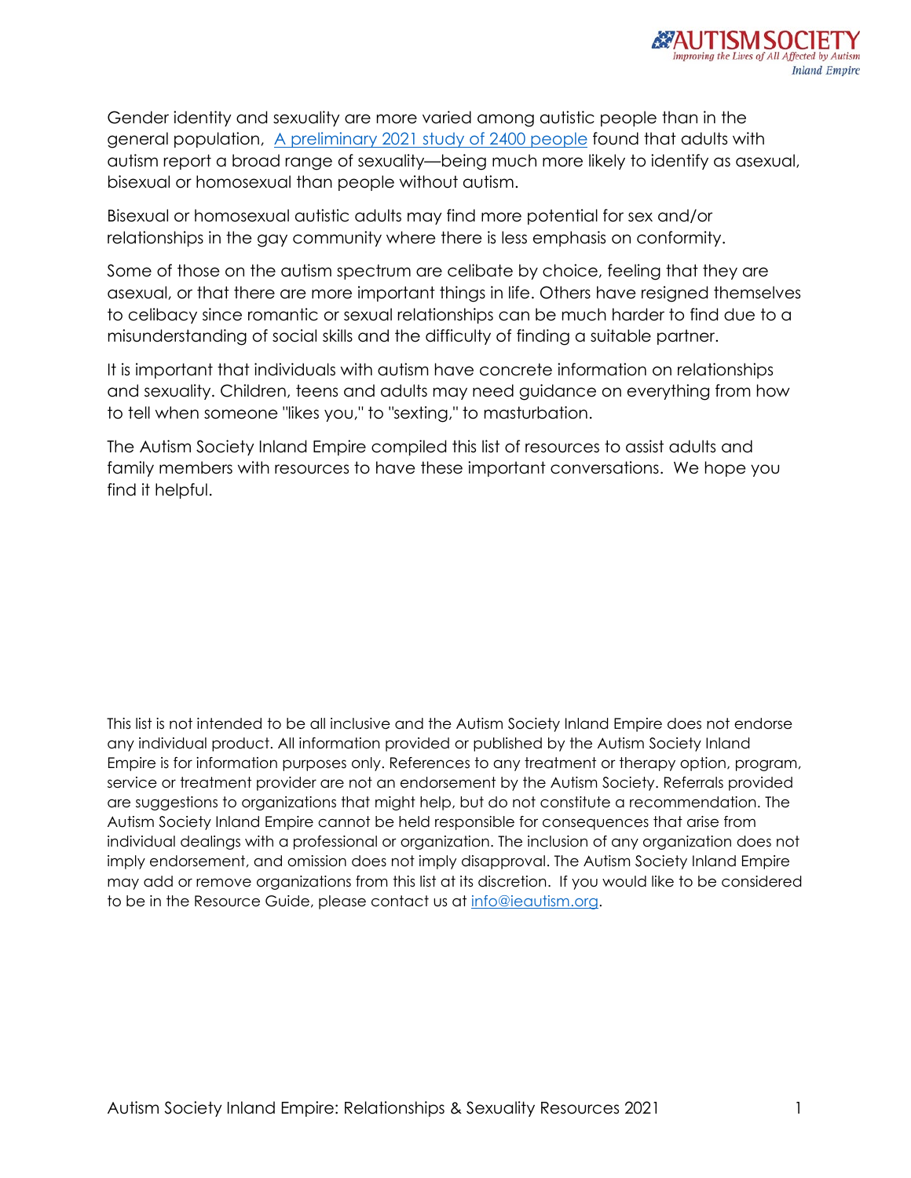Gender identity and sexuality are more varied among autistic people than in the general population, [A preliminary 2021 study of 2400 people]() found that adults with autism report a broad range of sexuality—being much more likely to identify as asexual, bisexual or homosexual than people without autism.

Bisexual or homosexual autistic adults may find more potential for sex and/or relationships in the gay community where there is less emphasis on conformity.

Some of those on the autism spectrum are celibate by choice, feeling that they are asexual, or that there are more important things in life. Others have resigned themselves to celibacy since romantic or sexual relationships can be much harder to find due to a misunderstanding of social skills and the difficulty of finding a suitable partner.

It is important that individuals with autism have concrete information on relationships and sexuality. Children, teens and adults may need guidance on everything from how to tell when someone "likes you," to "sexting," to masturbation.

The Autism Society Inland Empire compiled this list of resources to assist adults and family members with resources to have these important conversations. We hope you find it helpful.

This list is not intended to be all inclusive and the Autism Society Inland Empire does not endorse any individual product. All information provided or published by the Autism Society Inland Empire is for information purposes only. References to any treatment or therapy option, program, service or treatment provider are not an endorsement by the Autism Society. Referrals provided are suggestions to organizations that might help, but do not constitute a recommendation. The Autism Society Inland Empire cannot be held responsible for consequences that arise from individual dealings with a professional or organization. The inclusion of any organization does not imply endorsement, and omission does not imply disapproval. The Autism Society Inland Empire may add or remove organizations from this list at its discretion. If you would like to be considered to be in the Resource Guide, please contact us at info@ieautism.org.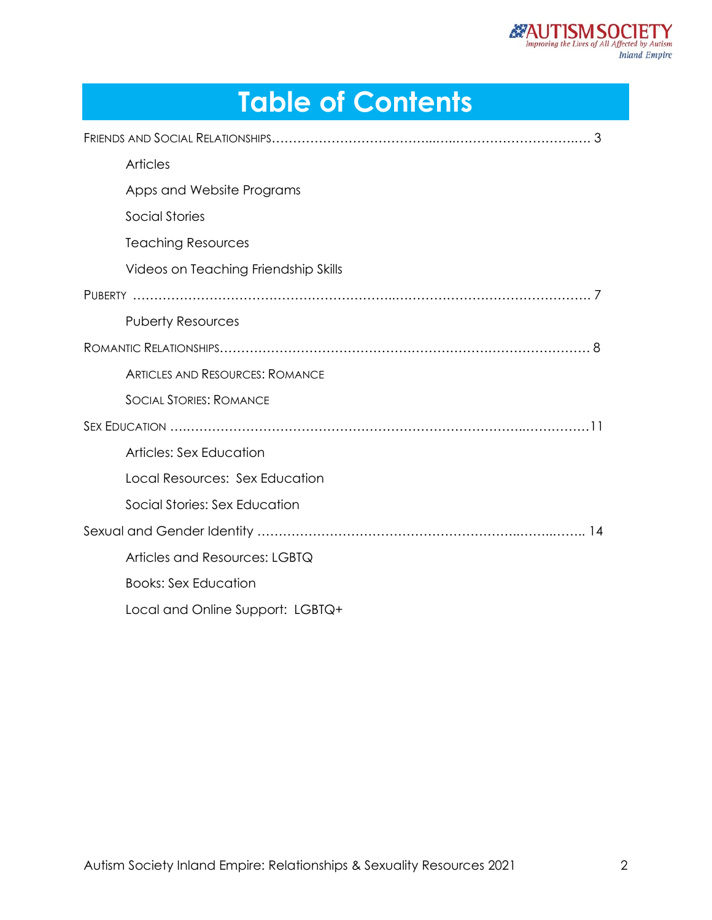# Table of Contents

FRIENDS AND SOCIAL RELATIONSHIPS……………………………...…..……………………….…. 3

- Articles
- Apps and Website Programs
- Social Stories
- Teaching Resources
- Videos on Teaching Friendship Skills

PUBERTY ……………………………………………………..……………………………………… 7

- Puberty Resources

ROMANTIC RELATIONSHIPS……………………………………………….………………………… 8

- ARTICLES AND RESOURCES: ROMANCE
- SOCIAL STORIES: ROMANCE

SEX EDUCATION ….……………………………………….……………………………..……………11

- Articles: Sex Education
- Local Resources: Sex Education
- Social Stories: Sex Education

Sexual and Gender Identity …………………………………………………..……..…….. 14

- Articles and Resources: LGBTQ
- Books: Sex Education
- Local and Online Support: LGBTQ+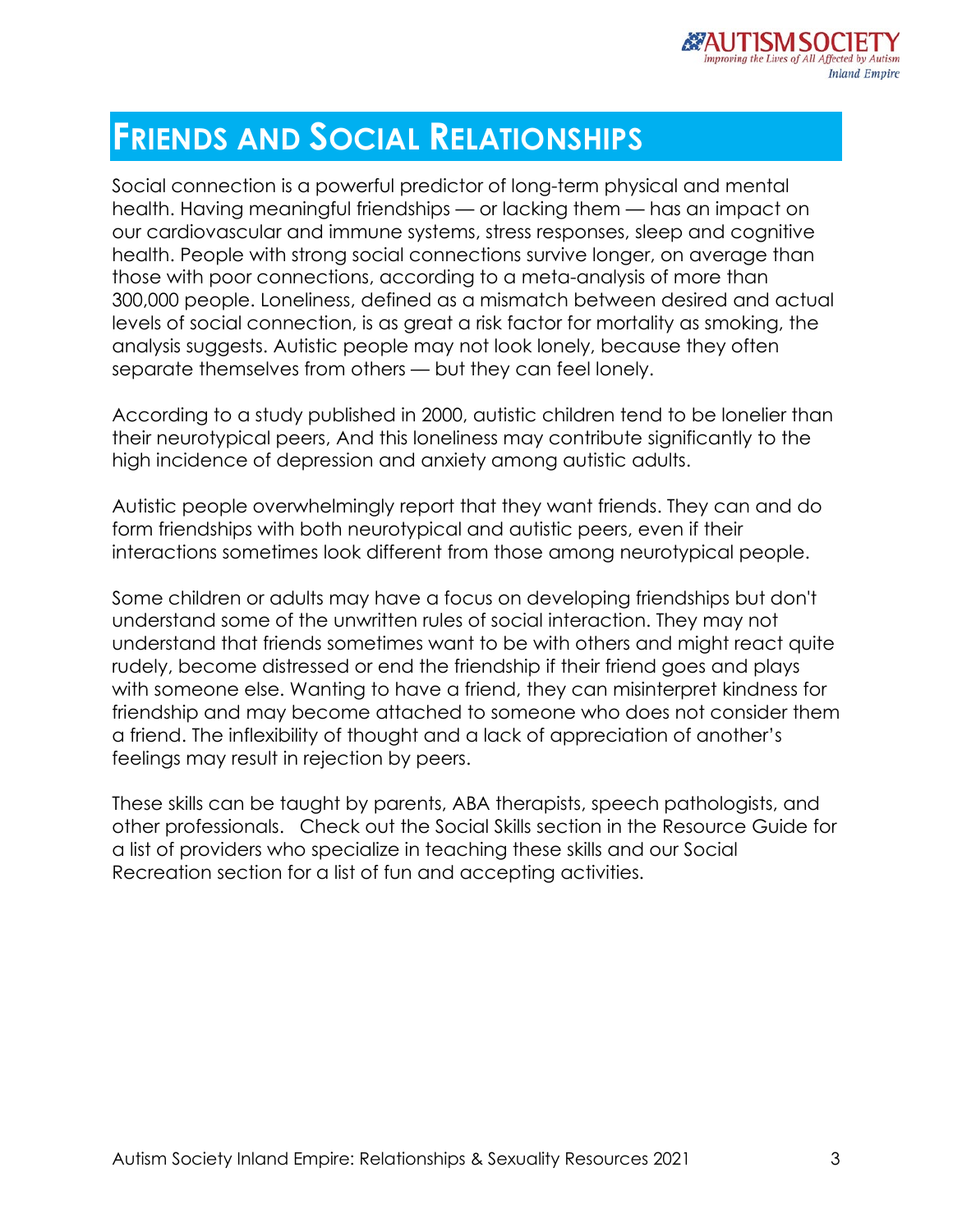# FRIENDS AND SOCIAL RELATIONSHIPS

Social connection is a powerful predictor of long-term physical and mental health. Having meaningful friendships — or lacking them — has an impact on our cardiovascular and immune systems, stress responses, sleep and cognitive health. People with strong social connections survive longer, on average than those with poor connections, according to a meta-analysis of more than 300,000 people. Loneliness, defined as a mismatch between desired and actual levels of social connection, is as great a risk factor for mortality as smoking, the analysis suggests. Autistic people may not look lonely, because they often separate themselves from others — but they can feel lonely.

According to a study published in 2000, autistic children tend to be lonelier than their neurotypical peers, And this loneliness may contribute significantly to the high incidence of depression and anxiety among autistic adults.

Autistic people overwhelmingly report that they want friends. They can and do form friendships with both neurotypical and autistic peers, even if their interactions sometimes look different from those among neurotypical people.

Some children or adults may have a focus on developing friendships but don't understand some of the unwritten rules of social interaction. They may not understand that friends sometimes want to be with others and might react quite rudely, become distressed or end the friendship if their friend goes and plays with someone else. Wanting to have a friend, they can misinterpret kindness for friendship and may become attached to someone who does not consider them a friend. The inflexibility of thought and a lack of appreciation of another's feelings may result in rejection by peers.

These skills can be taught by parents, ABA therapists, speech pathologists, and other professionals. Check out the Social Skills section in the Resource Guide for a list of providers who specialize in teaching these skills and our Social Recreation section for a list of fun and accepting activities.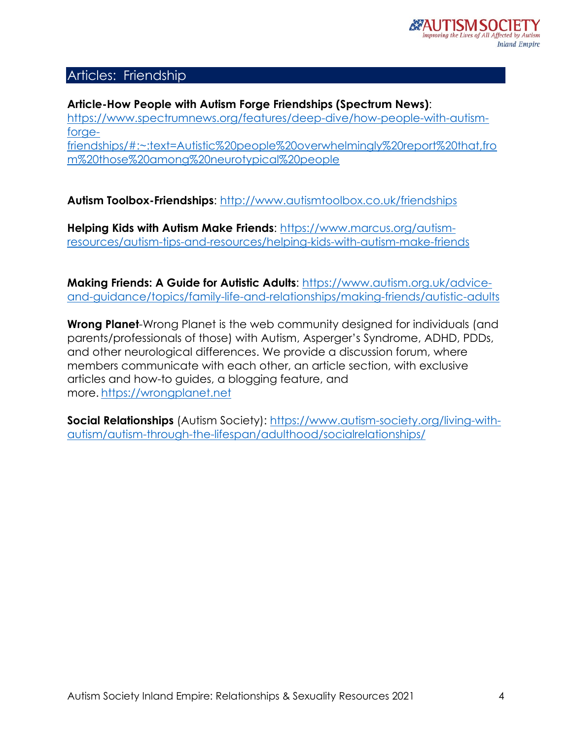## Articles: Friendship

**Article-How People with Autism Forge Friendships (Spectrum News)**: https://www.spectrumnews.org/features/deep-dive/how-people-with-autism-forge-friendships/#:~:text=Autistic%20people%20overwhelmingly%20report%20that,from%20those%20among%20neurotypical%20people

**Autism Toolbox-Friendships**: http://www.autismtoolbox.co.uk/friendships

**Helping Kids with Autism Make Friends**: https://www.marcus.org/autism-resources/autism-tips-and-resources/helping-kids-with-autism-make-friends

**Making Friends: A Guide for Autistic Adults**: https://www.autism.org.uk/advice-and-guidance/topics/family-life-and-relationships/making-friends/autistic-adults

**Wrong Planet**-Wrong Planet is the web community designed for individuals (and parents/professionals of those) with Autism, Asperger's Syndrome, ADHD, PDDs, and other neurological differences. We provide a discussion forum, where members communicate with each other, an article section, with exclusive articles and how-to guides, a blogging feature, and more. https://wrongplanet.net

**Social Relationships** (Autism Society): https://www.autism-society.org/living-with-autism/autism-through-the-lifespan/adulthood/socialrelationships/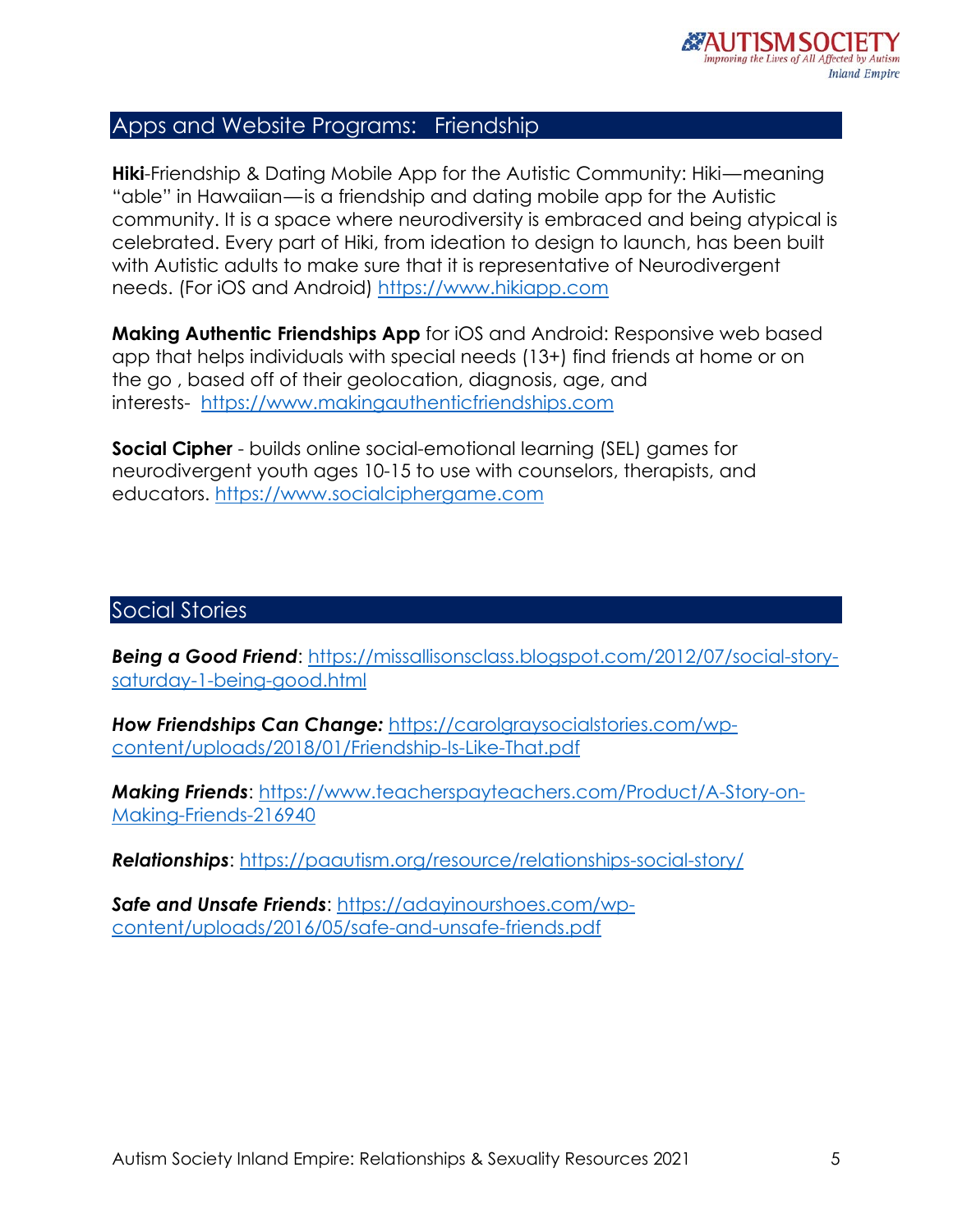## Apps and Website Programs: Friendship

**Hiki**-Friendship & Dating Mobile App for the Autistic Community: Hiki—meaning "able" in Hawaiian—is a friendship and dating mobile app for the Autistic community. It is a space where neurodiversity is embraced and being atypical is celebrated. Every part of Hiki, from ideation to design to launch, has been built with Autistic adults to make sure that it is representative of Neurodivergent needs. (For iOS and Android) https://www.hikiapp.com

**Making Authentic Friendships App** for iOS and Android: Responsive web based app that helps individuals with special needs (13+) find friends at home or on the go , based off of their geolocation, diagnosis, age, and interests- https://www.makingauthenticfriendships.com

**Social Cipher** - builds online social-emotional learning (SEL) games for neurodivergent youth ages 10-15 to use with counselors, therapists, and educators. https://www.socialciphergame.com

## Social Stories

***Being a Good Friend***: https://missallisonsclass.blogspot.com/2012/07/social-story-saturday-1-being-good.html

***How Friendships Can Change:*** https://carolgraysocialstories.com/wp-content/uploads/2018/01/Friendship-Is-Like-That.pdf

***Making Friends***: https://www.teacherspayteachers.com/Product/A-Story-on-Making-Friends-216940

***Relationships***: https://paautism.org/resource/relationships-social-story/

***Safe and Unsafe Friends***: https://adayinourshoes.com/wp-content/uploads/2016/05/safe-and-unsafe-friends.pdf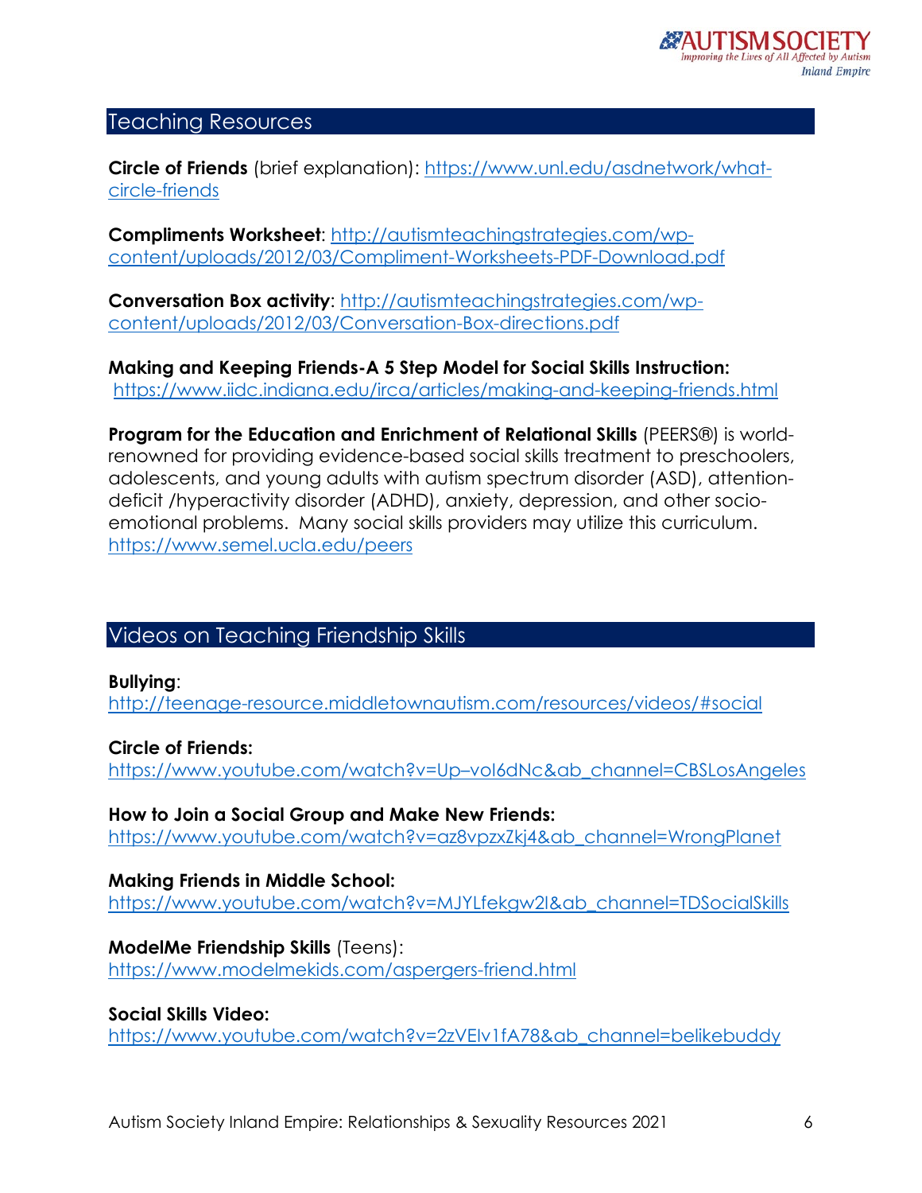## Teaching Resources

**Circle of Friends** (brief explanation): https://www.unl.edu/asdnetwork/what-circle-friends

**Compliments Worksheet**: http://autismteachingstrategies.com/wp-content/uploads/2012/03/Compliment-Worksheets-PDF-Download.pdf

**Conversation Box activity**: http://autismteachingstrategies.com/wp-content/uploads/2012/03/Conversation-Box-directions.pdf

**Making and Keeping Friends-A 5 Step Model for Social Skills Instruction:** https://www.iidc.indiana.edu/irca/articles/making-and-keeping-friends.html

**Program for the Education and Enrichment of Relational Skills** (PEERS®) is world-renowned for providing evidence-based social skills treatment to preschoolers, adolescents, and young adults with autism spectrum disorder (ASD), attention-deficit /hyperactivity disorder (ADHD), anxiety, depression, and other socio-emotional problems. Many social skills providers may utilize this curriculum. https://www.semel.ucla.edu/peers

## Videos on Teaching Friendship Skills

**Bullying**:
http://teenage-resource.middletownautism.com/resources/videos/#social

**Circle of Friends:**
https://www.youtube.com/watch?v=Up–voI6dNc&ab_channel=CBSLosAngeles

**How to Join a Social Group and Make New Friends:**
https://www.youtube.com/watch?v=az8vpzxZkj4&ab_channel=WrongPlanet

**Making Friends in Middle School:**
https://www.youtube.com/watch?v=MJYLfekgw2I&ab_channel=TDSocialSkills

**ModelMe Friendship Skills** (Teens):
https://www.modelmekids.com/aspergers-friend.html

**Social Skills Video:**
https://www.youtube.com/watch?v=2zVElv1fA78&ab_channel=belikebuddy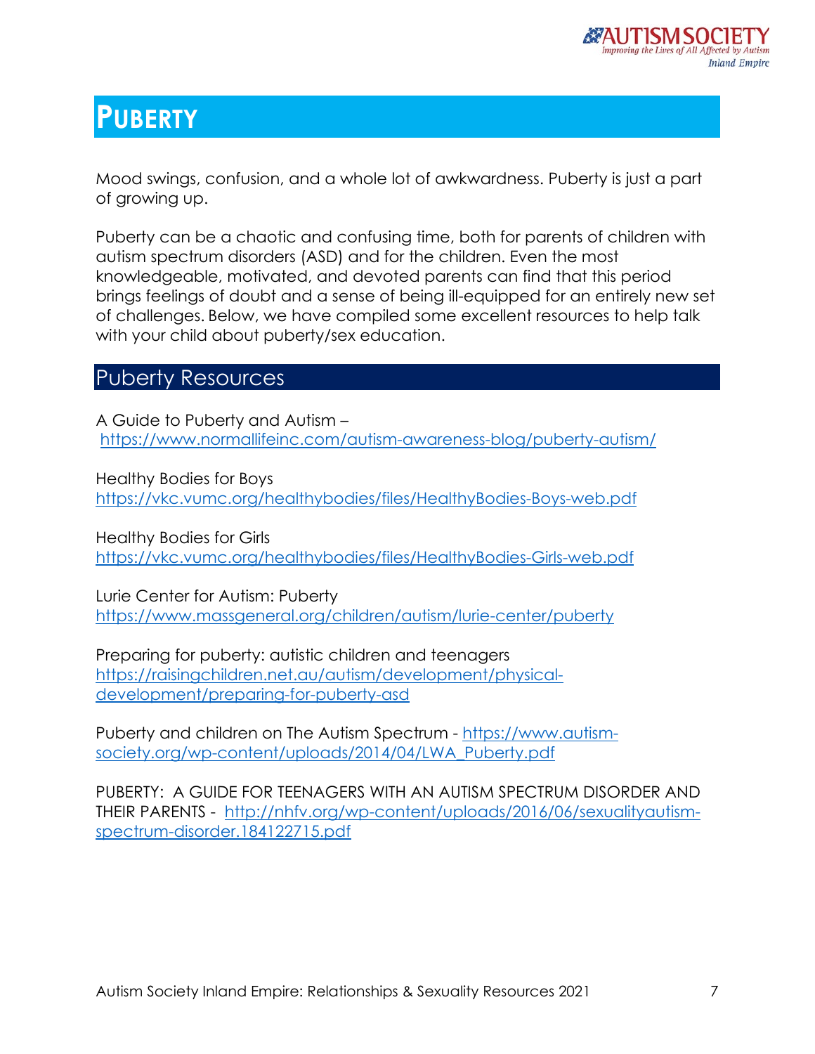# PUBERTY

Mood swings, confusion, and a whole lot of awkwardness. Puberty is just a part of growing up.

Puberty can be a chaotic and confusing time, both for parents of children with autism spectrum disorders (ASD) and for the children. Even the most knowledgeable, motivated, and devoted parents can find that this period brings feelings of doubt and a sense of being ill-equipped for an entirely new set of challenges. Below, we have compiled some excellent resources to help talk with your child about puberty/sex education.

## Puberty Resources

A Guide to Puberty and Autism –
https://www.normallifeinc.com/autism-awareness-blog/puberty-autism/

Healthy Bodies for Boys
https://vkc.vumc.org/healthybodies/files/HealthyBodies-Boys-web.pdf

Healthy Bodies for Girls
https://vkc.vumc.org/healthybodies/files/HealthyBodies-Girls-web.pdf

Lurie Center for Autism: Puberty
https://www.massgeneral.org/children/autism/lurie-center/puberty

Preparing for puberty: autistic children and teenagers
https://raisingchildren.net.au/autism/development/physical-development/preparing-for-puberty-asd

Puberty and children on The Autism Spectrum - https://www.autism-society.org/wp-content/uploads/2014/04/LWA_Puberty.pdf

PUBERTY: A GUIDE FOR TEENAGERS WITH AN AUTISM SPECTRUM DISORDER AND THEIR PARENTS - http://nhfv.org/wp-content/uploads/2016/06/sexualityautism-spectrum-disorder.184122715.pdf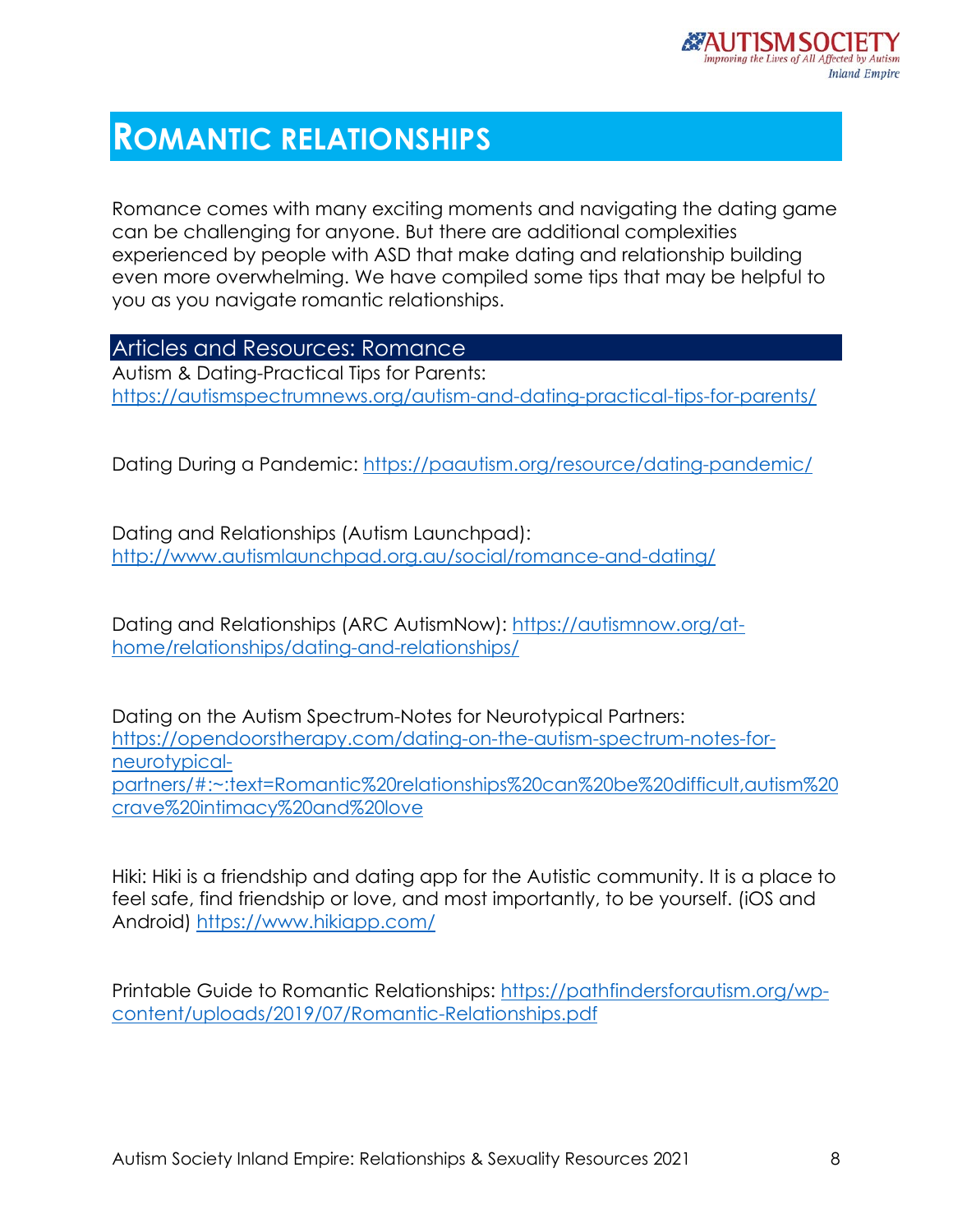# Romantic relationships

Romance comes with many exciting moments and navigating the dating game can be challenging for anyone. But there are additional complexities experienced by people with ASD that make dating and relationship building even more overwhelming. We have compiled some tips that may be helpful to you as you navigate romantic relationships.

## Articles and Resources: Romance

Autism & Dating-Practical Tips for Parents: https://autismspectrumnews.org/autism-and-dating-practical-tips-for-parents/

Dating During a Pandemic: https://paautism.org/resource/dating-pandemic/

Dating and Relationships (Autism Launchpad): http://www.autismlaunchpad.org.au/social/romance-and-dating/

Dating and Relationships (ARC AutismNow): https://autismnow.org/at-home/relationships/dating-and-relationships/

Dating on the Autism Spectrum-Notes for Neurotypical Partners: https://opendoorstherapy.com/dating-on-the-autism-spectrum-notes-for-neurotypical-partners/#:~:text=Romantic%20relationships%20can%20be%20difficult,autism%20crave%20intimacy%20and%20love

Hiki: Hiki is a friendship and dating app for the Autistic community. It is a place to feel safe, find friendship or love, and most importantly, to be yourself. (iOS and Android) https://www.hikiapp.com/

Printable Guide to Romantic Relationships: https://pathfindersforautism.org/wp-content/uploads/2019/07/Romantic-Relationships.pdf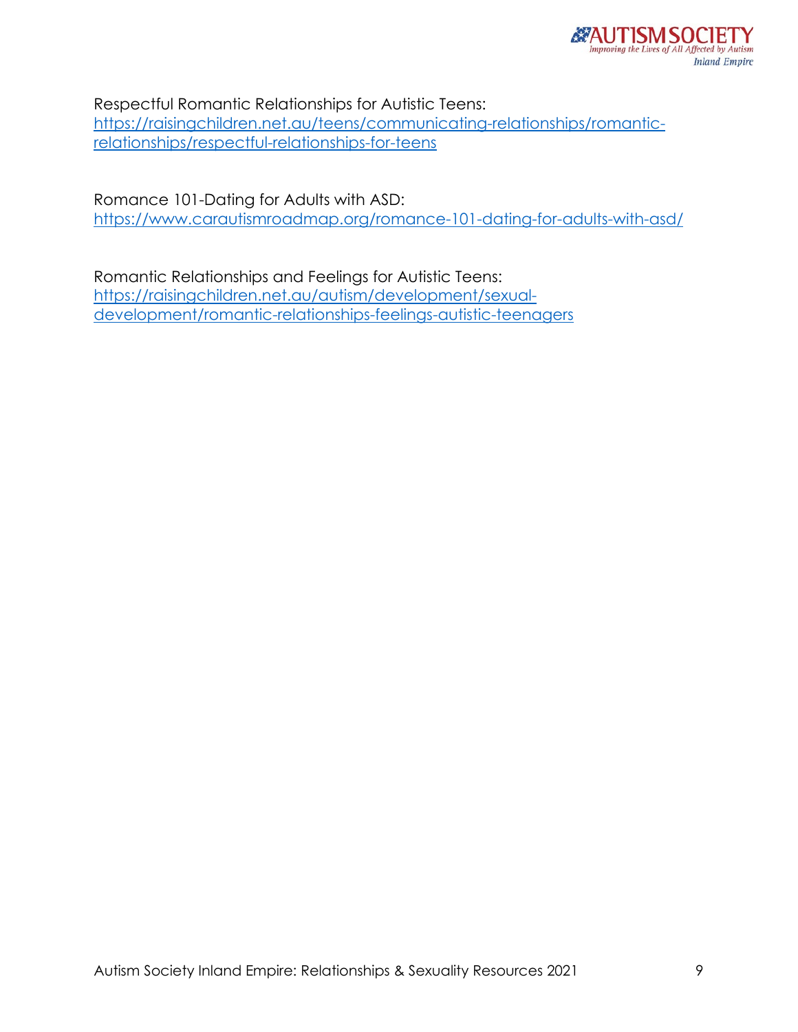Respectful Romantic Relationships for Autistic Teens:
[https://raisingchildren.net.au/teens/communicating-relationships/romantic-relationships/respectful-relationships-for-teens](https://raisingchildren.net.au/teens/communicating-relationships/romantic-relationships/respectful-relationships-for-teens)

Romance 101-Dating for Adults with ASD:
[https://www.carautismroadmap.org/romance-101-dating-for-adults-with-asd/](https://www.carautismroadmap.org/romance-101-dating-for-adults-with-asd/)

Romantic Relationships and Feelings for Autistic Teens:
[https://raisingchildren.net.au/autism/development/sexual-development/romantic-relationships-feelings-autistic-teenagers](https://raisingchildren.net.au/autism/development/sexual-development/romantic-relationships-feelings-autistic-teenagers)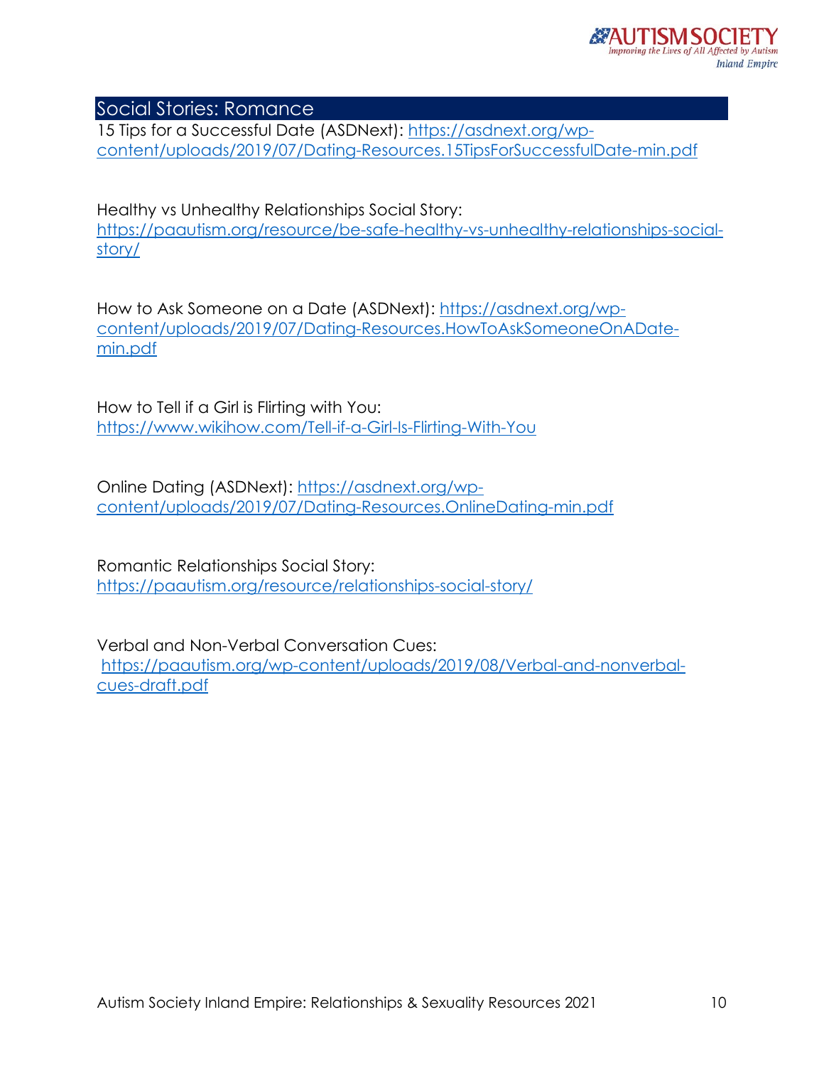## Social Stories: Romance

15 Tips for a Successful Date (ASDNext): https://asdnext.org/wp-content/uploads/2019/07/Dating-Resources.15TipsForSuccessfulDate-min.pdf

Healthy vs Unhealthy Relationships Social Story: https://paautism.org/resource/be-safe-healthy-vs-unhealthy-relationships-social-story/

How to Ask Someone on a Date (ASDNext): https://asdnext.org/wp-content/uploads/2019/07/Dating-Resources.HowToAskSomeoneOnADate-min.pdf

How to Tell if a Girl is Flirting with You: https://www.wikihow.com/Tell-if-a-Girl-Is-Flirting-With-You

Online Dating (ASDNext): https://asdnext.org/wp-content/uploads/2019/07/Dating-Resources.OnlineDating-min.pdf

Romantic Relationships Social Story: https://paautism.org/resource/relationships-social-story/

Verbal and Non-Verbal Conversation Cues: https://paautism.org/wp-content/uploads/2019/08/Verbal-and-nonverbal-cues-draft.pdf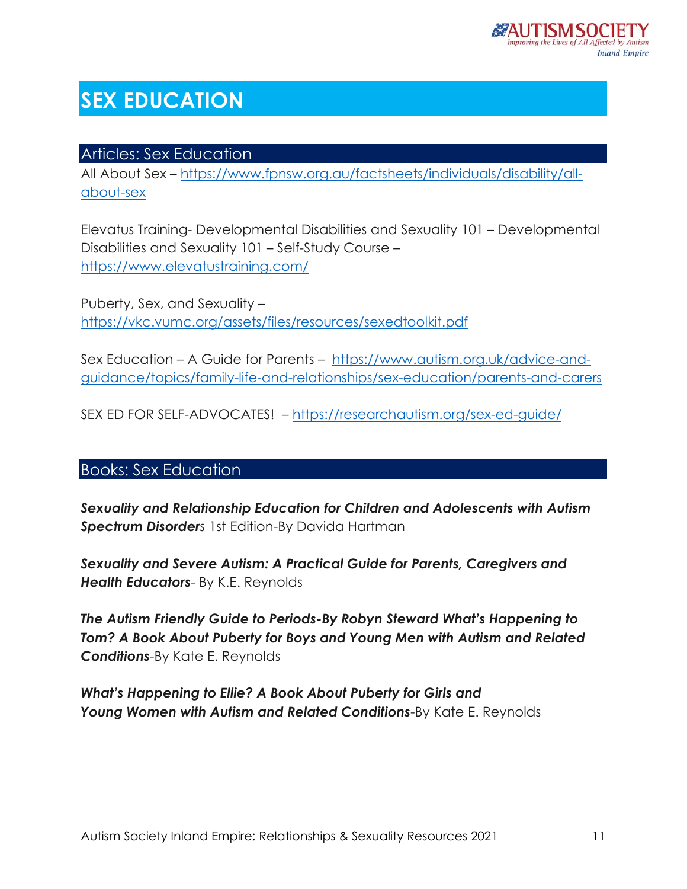# SEX EDUCATION

## Articles: Sex Education

All About Sex – https://www.fpnsw.org.au/factsheets/individuals/disability/all-about-sex

Elevatus Training- Developmental Disabilities and Sexuality 101 – Developmental Disabilities and Sexuality 101 – Self-Study Course – https://www.elevatustraining.com/

Puberty, Sex, and Sexuality – https://vkc.vumc.org/assets/files/resources/sexedtoolkit.pdf

Sex Education – A Guide for Parents – https://www.autism.org.uk/advice-and-guidance/topics/family-life-and-relationships/sex-education/parents-and-carers

SEX ED FOR SELF-ADVOCATES! – https://researchautism.org/sex-ed-guide/

## Books: Sex Education

***Sexuality and Relationship Education for Children and Adolescents with Autism Spectrum Disorder***s 1st Edition-By Davida Hartman

***Sexuality and Severe Autism: A Practical Guide for Parents, Caregivers and Health Educators***- By K.E. Reynolds

***The Autism Friendly Guide to Periods-By Robyn Steward What's Happening to Tom? A Book About Puberty for Boys and Young Men with Autism and Related Conditions***-By Kate E. Reynolds

***What's Happening to Ellie? A Book About Puberty for Girls and Young Women with Autism and Related Conditions***-By Kate E. Reynolds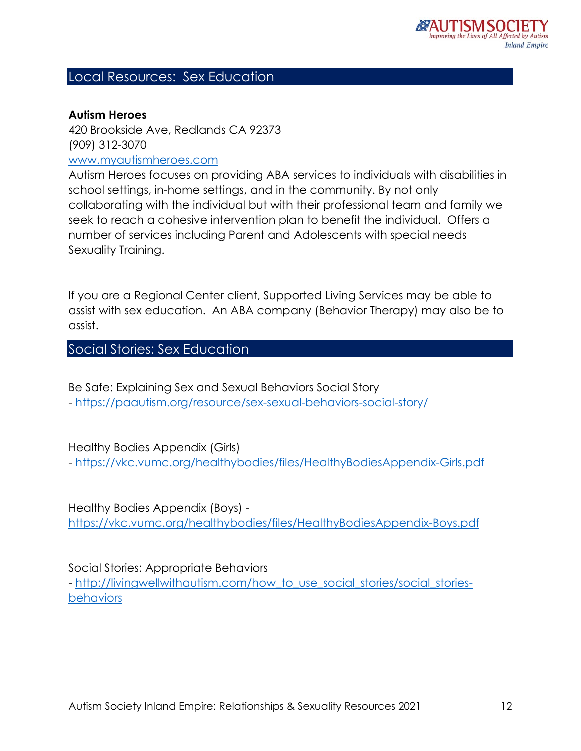## Local Resources: Sex Education

**Autism Heroes**
420 Brookside Ave, Redlands CA 92373
(909) 312-3070
www.myautismheroes.com
Autism Heroes focuses on providing ABA services to individuals with disabilities in school settings, in-home settings, and in the community. By not only collaborating with the individual but with their professional team and family we seek to reach a cohesive intervention plan to benefit the individual. Offers a number of services including Parent and Adolescents with special needs Sexuality Training.

If you are a Regional Center client, Supported Living Services may be able to assist with sex education. An ABA company (Behavior Therapy) may also be to assist.

## Social Stories: Sex Education

Be Safe: Explaining Sex and Sexual Behaviors Social Story
- https://paautism.org/resource/sex-sexual-behaviors-social-story/

Healthy Bodies Appendix (Girls)
- https://vkc.vumc.org/healthybodies/files/HealthyBodiesAppendix-Girls.pdf

Healthy Bodies Appendix (Boys) -
https://vkc.vumc.org/healthybodies/files/HealthyBodiesAppendix-Boys.pdf

Social Stories: Appropriate Behaviors
- http://livingwellwithautism.com/how_to_use_social_stories/social_stories-behaviors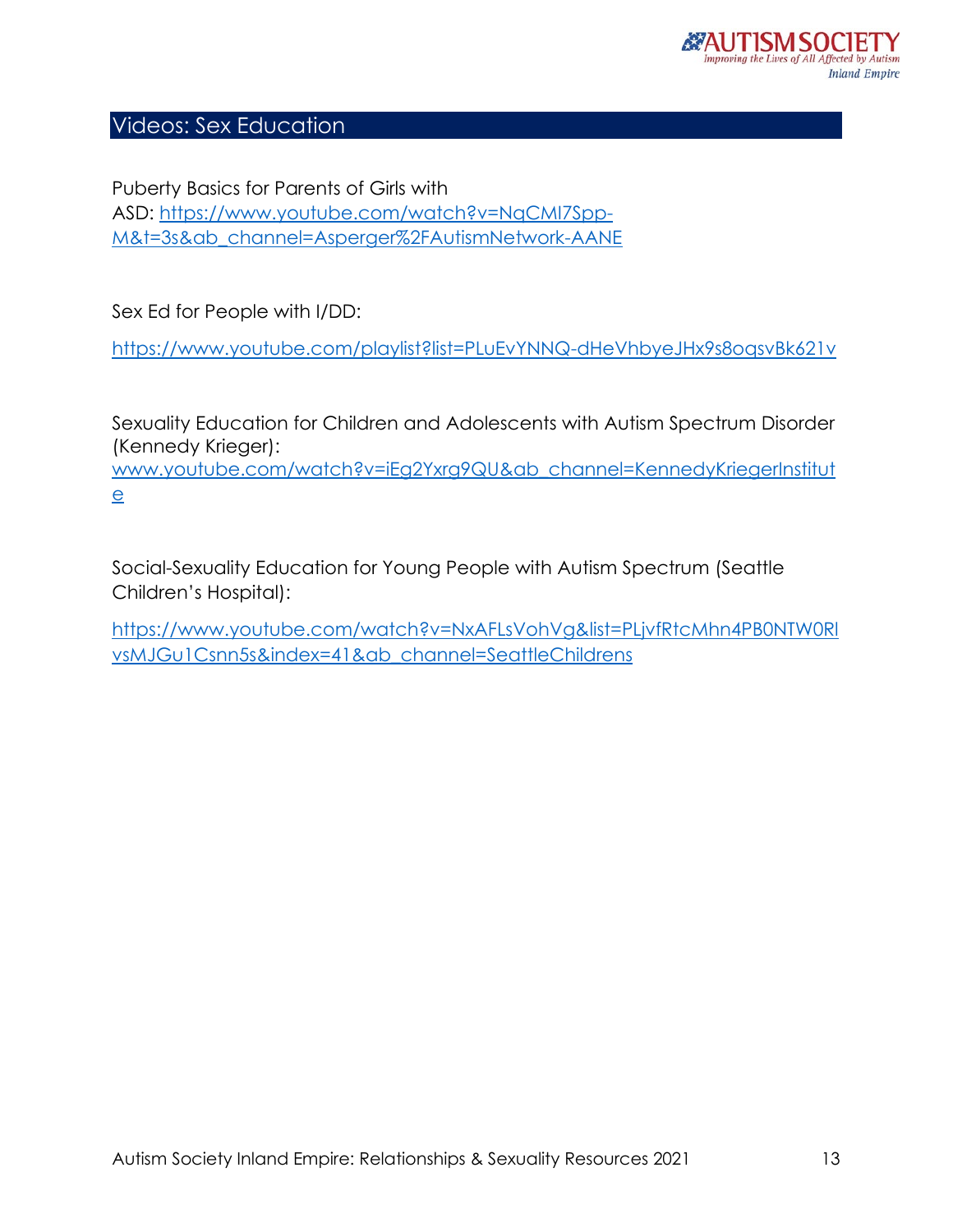## Videos: Sex Education

Puberty Basics for Parents of Girls with ASD: https://www.youtube.com/watch?v=NqCMl7Spp-M&t=3s&ab_channel=Asperger%2FAutismNetwork-AANE

Sex Ed for People with I/DD:

https://www.youtube.com/playlist?list=PLuEvYNNQ-dHeVhbyeJHx9s8oqsvBk621v

Sexuality Education for Children and Adolescents with Autism Spectrum Disorder (Kennedy Krieger): www.youtube.com/watch?v=iEg2Yxrg9QU&ab_channel=KennedyKriegerInstitute

Social-Sexuality Education for Young People with Autism Spectrum (Seattle Children's Hospital):

https://www.youtube.com/watch?v=NxAFLsVohVg&list=PLjvfRtcMhn4PB0NTW0RlvsMJGu1Csnn5s&index=41&ab_channel=SeattleChildrens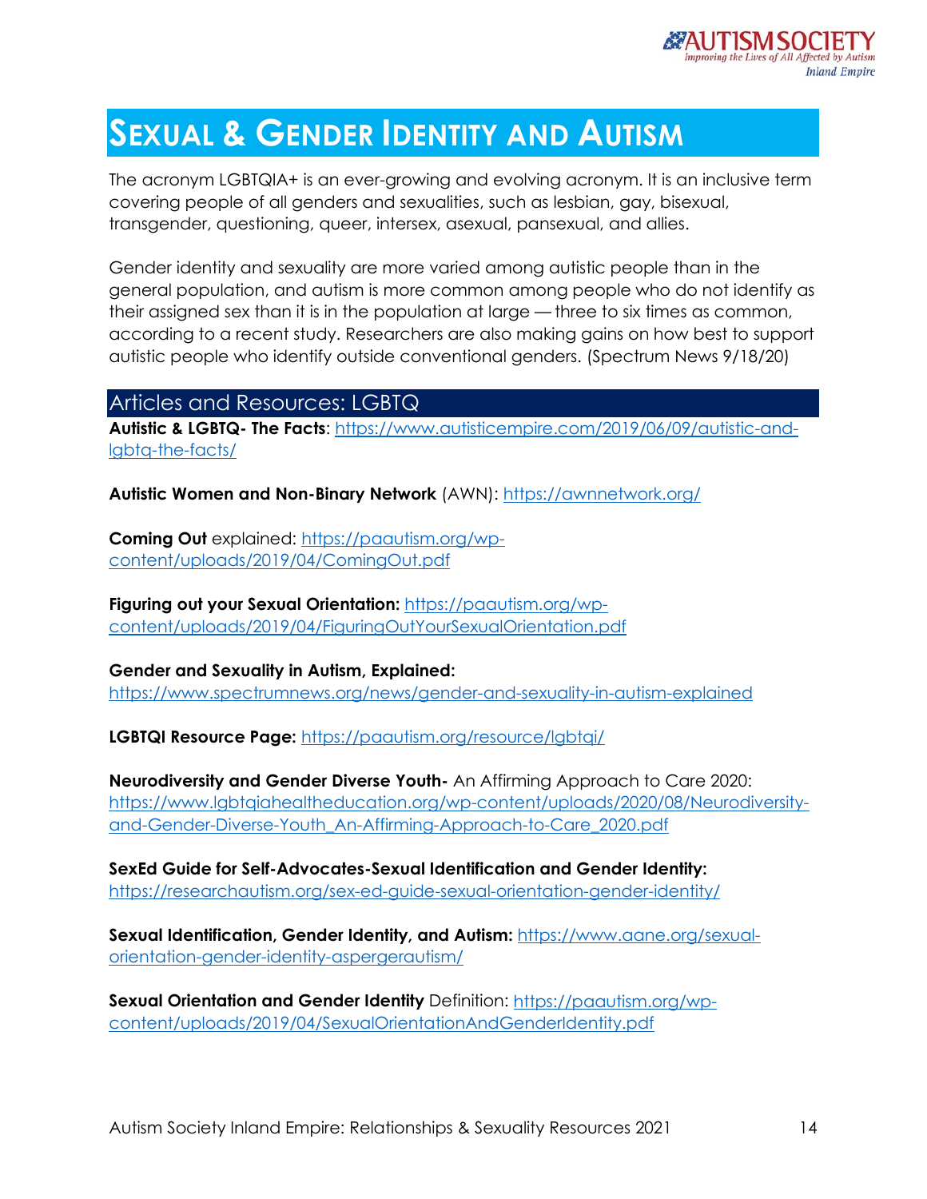# SEXUAL & GENDER IDENTITY AND AUTISM

The acronym LGBTQIA+ is an ever-growing and evolving acronym. It is an inclusive term covering people of all genders and sexualities, such as lesbian, gay, bisexual, transgender, questioning, queer, intersex, asexual, pansexual, and allies.

Gender identity and sexuality are more varied among autistic people than in the general population, and autism is more common among people who do not identify as their assigned sex than it is in the population at large — three to six times as common, according to a recent study. Researchers are also making gains on how best to support autistic people who identify outside conventional genders. (Spectrum News 9/18/20)

## Articles and Resources: LGBTQ

**Autistic & LGBTQ- The Facts**: https://www.autisticempire.com/2019/06/09/autistic-and-lgbtq-the-facts/

**Autistic Women and Non-Binary Network** (AWN): https://awnnetwork.org/

**Coming Out** explained: https://paautism.org/wp-content/uploads/2019/04/ComingOut.pdf

**Figuring out your Sexual Orientation:** https://paautism.org/wp-content/uploads/2019/04/FiguringOutYourSexualOrientation.pdf

**Gender and Sexuality in Autism, Explained:** https://www.spectrumnews.org/news/gender-and-sexuality-in-autism-explained

**LGBTQI Resource Page:** https://paautism.org/resource/lgbtqi/

**Neurodiversity and Gender Diverse Youth-** An Affirming Approach to Care 2020: https://www.lgbtqiahealtheducation.org/wp-content/uploads/2020/08/Neurodiversity-and-Gender-Diverse-Youth_An-Affirming-Approach-to-Care_2020.pdf

**SexEd Guide for Self-Advocates-Sexual Identification and Gender Identity:** https://researchautism.org/sex-ed-guide-sexual-orientation-gender-identity/

**Sexual Identification, Gender Identity, and Autism:** https://www.aane.org/sexual-orientation-gender-identity-aspergerautism/

**Sexual Orientation and Gender Identity** Definition: https://paautism.org/wp-content/uploads/2019/04/SexualOrientationAndGenderIdentity.pdf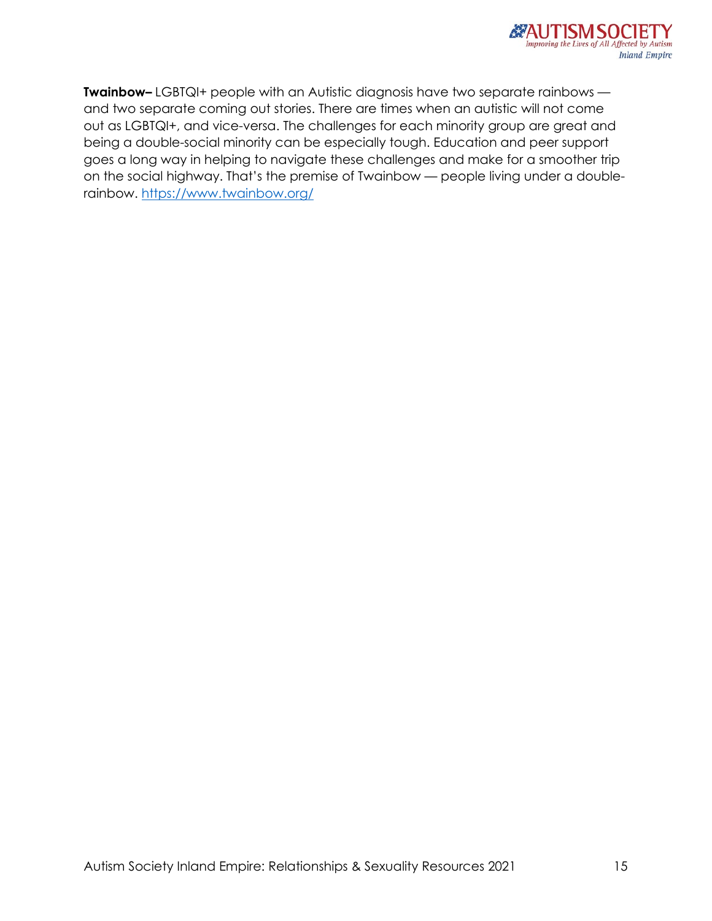**Twainbow–** LGBTQI+ people with an Autistic diagnosis have two separate rainbows — and two separate coming out stories. There are times when an autistic will not come out as LGBTQI+, and vice-versa. The challenges for each minority group are great and being a double-social minority can be especially tough. Education and peer support goes a long way in helping to navigate these challenges and make for a smoother trip on the social highway. That's the premise of Twainbow — people living under a double-rainbow. https://www.twainbow.org/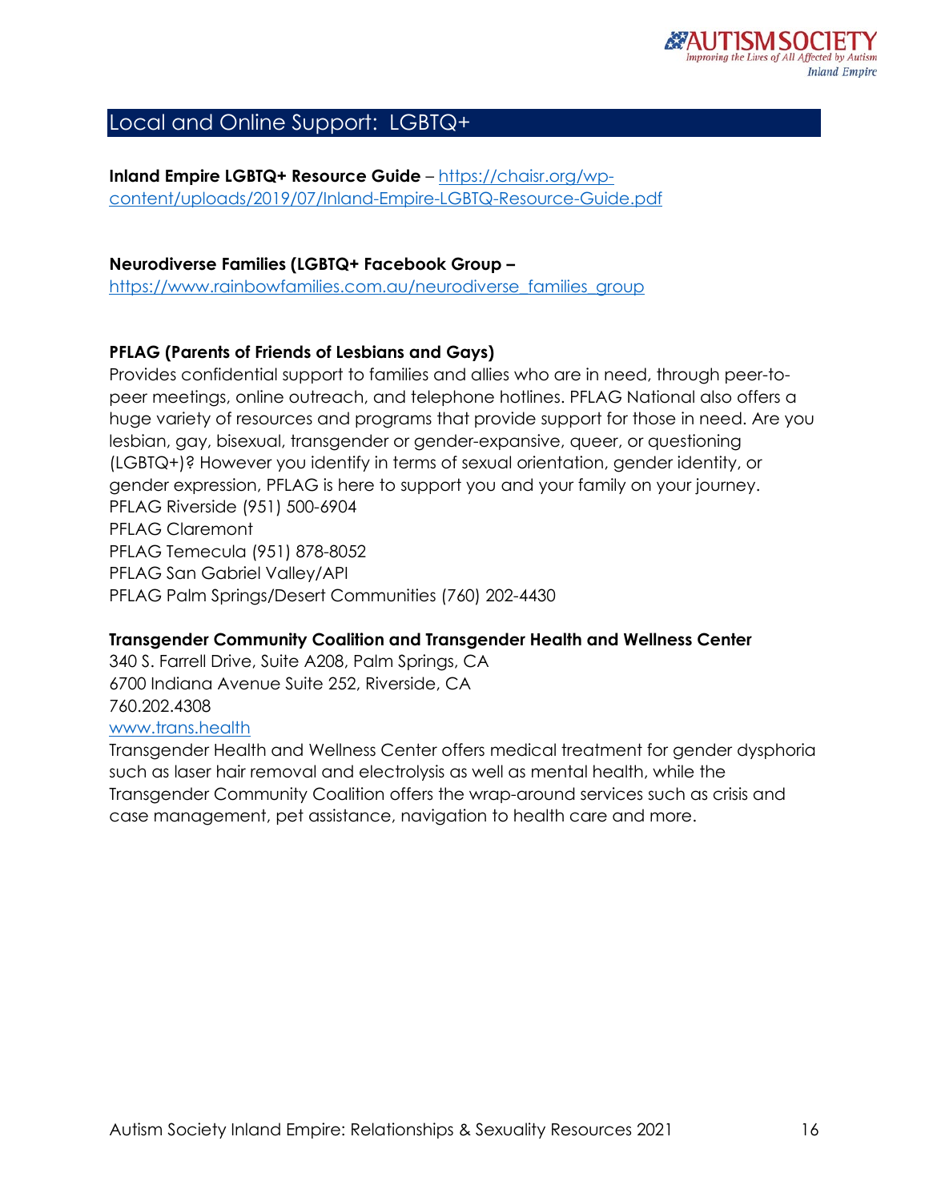## Local and Online Support: LGBTQ+

**Inland Empire LGBTQ+ Resource Guide** – https://chaisr.org/wp-content/uploads/2019/07/Inland-Empire-LGBTQ-Resource-Guide.pdf

**Neurodiverse Families (LGBTQ+ Facebook Group –**
https://www.rainbowfamilies.com.au/neurodiverse_families_group

**PFLAG (Parents of Friends of Lesbians and Gays)**
Provides confidential support to families and allies who are in need, through peer-to-peer meetings, online outreach, and telephone hotlines. PFLAG National also offers a huge variety of resources and programs that provide support for those in need. Are you lesbian, gay, bisexual, transgender or gender-expansive, queer, or questioning (LGBTQ+)? However you identify in terms of sexual orientation, gender identity, or gender expression, PFLAG is here to support you and your family on your journey.
PFLAG Riverside (951) 500-6904
PFLAG Claremont
PFLAG Temecula (951) 878-8052
PFLAG San Gabriel Valley/API
PFLAG Palm Springs/Desert Communities (760) 202-4430

**Transgender Community Coalition and Transgender Health and Wellness Center**
340 S. Farrell Drive, Suite A208, Palm Springs, CA
6700 Indiana Avenue Suite 252, Riverside, CA
760.202.4308
www.trans.health
Transgender Health and Wellness Center offers medical treatment for gender dysphoria such as laser hair removal and electrolysis as well as mental health, while the Transgender Community Coalition offers the wrap-around services such as crisis and case management, pet assistance, navigation to health care and more.